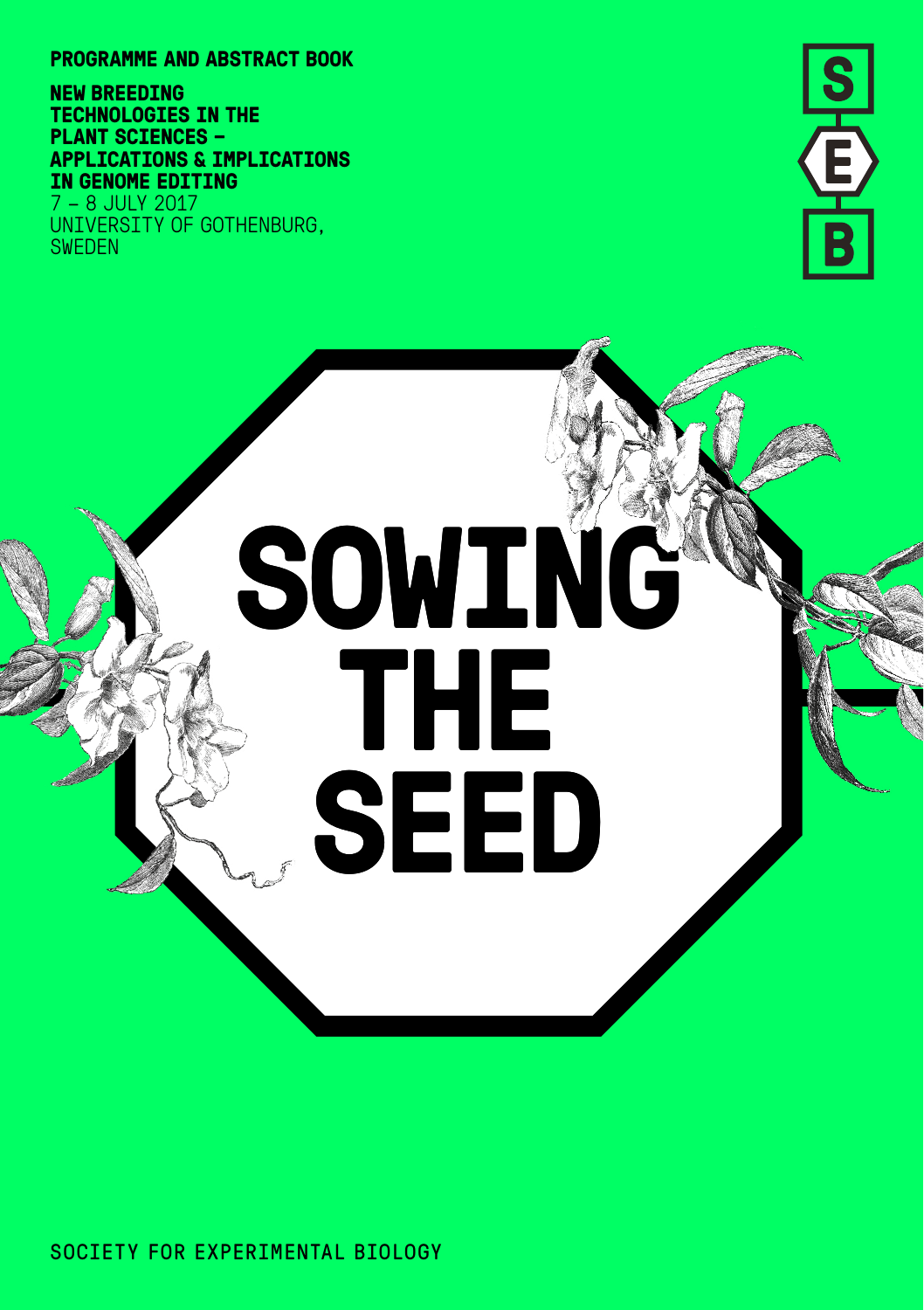**PROGRAMME AND ABSTRACT BOOK**

**NEW BREEDING TECHNOLOGIES IN THE PLANT SCIENCES – APPLICATIONS & IMPLICATIONS IN GENOME EDITING**

7 – 8 JULY 2017

UNIVERSITY OF GOTHENBURG, SWEDEN

S E B

# SOWING THE SEED

SOCIETY FOR EXPERIMENTAL BIOLOGY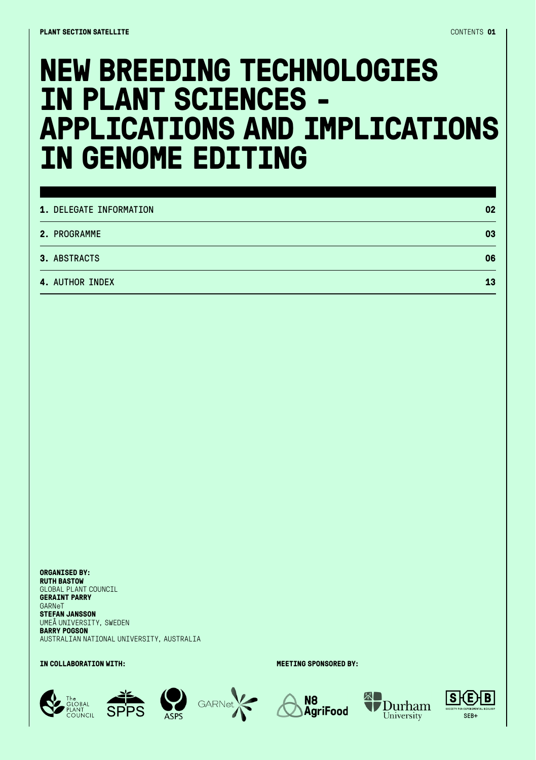# NEW BREEDING TECHNOLOGIES IN PLANT SCIENCES - APPLICATIONS AND IMPLICATIONS IN GENOME EDITING

| | |
|---|---|
| **1.** DELEGATE INFORMATION | **02** |
| **2.** PROGRAMME | **03** |
| **3.** ABSTRACTS | **06** |
| **4.** AUTHOR INDEX | **13** |

**ORGANISED BY:**
**RUTH BASTOW**
GLOBAL PLANT COUNCIL
**GERAINT PARRY**
GARNeT
**STEFAN JANSSON**
UMEÅ UNIVERSITY, SWEDEN
**BARRY POGSON**
AUSTRALIAN NATIONAL UNIVERSITY, AUSTRALIA

**IN COLLABORATION WITH:**

**MEETING SPONSORED BY:**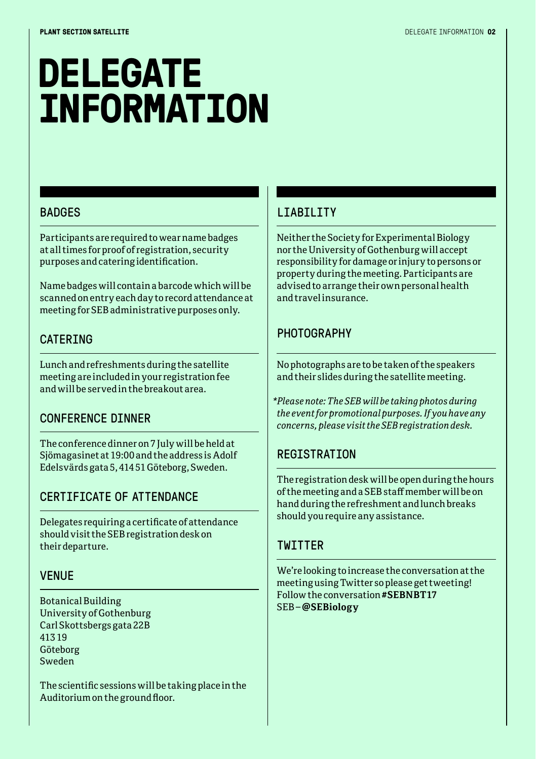# DELEGATE INFORMATION

## BADGES

Participants are required to wear name badges at all times for proof of registration, security purposes and catering identification.

Name badges will contain a barcode which will be scanned on entry each day to record attendance at meeting for SEB administrative purposes only.

## CATERING

Lunch and refreshments during the satellite meeting are included in your registration fee and will be served in the breakout area.

## CONFERENCE DINNER

The conference dinner on 7 July will be held at Sjömagasinet at 19:00 and the address is Adolf Edelsvärds gata 5, 414 51 Göteborg, Sweden.

## CERTIFICATE OF ATTENDANCE

Delegates requiring a certificate of attendance should visit the SEB registration desk on their departure.

## VENUE

Botanical Building
University of Gothenburg
Carl Skottsbergs gata 22B
413 19
Göteborg
Sweden

The scientific sessions will be taking place in the Auditorium on the ground floor.

## LIABILITY

Neither the Society for Experimental Biology nor the University of Gothenburg will accept responsibility for damage or injury to persons or property during the meeting. Participants are advised to arrange their own personal health and travel insurance.

## PHOTOGRAPHY

No photographs are to be taken of the speakers and their slides during the satellite meeting.

**Please note: The SEB will be taking photos during the event for promotional purposes. If you have any concerns, please visit the SEB registration desk.*

## REGISTRATION

The registration desk will be open during the hours of the meeting and a SEB staff member will be on hand during the refreshment and lunch breaks should you require any assistance.

## TWITTER

We're looking to increase the conversation at the meeting using Twitter so please get tweeting!
Follow the conversation **#SEBNBT17**
SEB – **@SEBiology**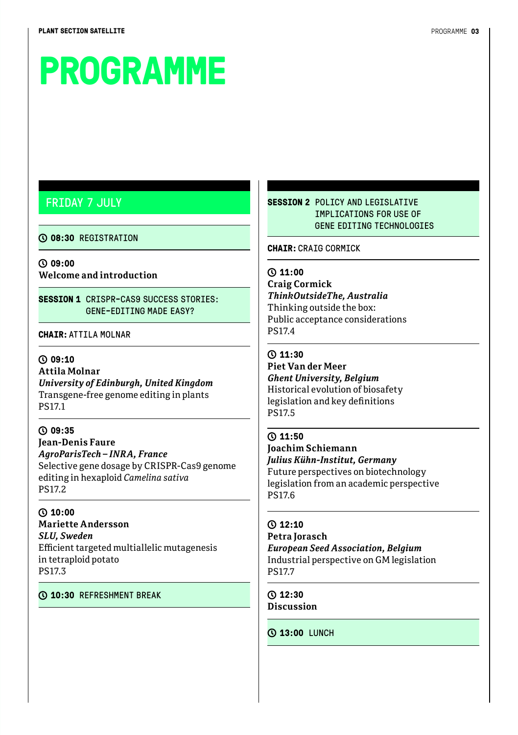# PROGRAMME

## FRIDAY 7 JULY

**08:30** REGISTRATION

**09:00**
**Welcome and introduction**

### SESSION 1 CRISPR-CAS9 SUCCESS STORIES: GENE-EDITING MADE EASY?

**CHAIR:** ATTILA MOLNAR

**09:10**
**Attila Molnar**
***University of Edinburgh, United Kingdom***
Transgene-free genome editing in plants
PS17.1

**09:35**
**Jean-Denis Faure**
***AgroParisTech – INRA, France***
Selective gene dosage by CRISPR-Cas9 genome editing in hexaploid *Camelina sativa*
PS17.2

**10:00**
**Mariette Andersson**
***SLU, Sweden***
Efficient targeted multiallelic mutagenesis in tetraploid potato
PS17.3

**10:30** REFRESHMENT BREAK

### SESSION 2 POLICY AND LEGISLATIVE IMPLICATIONS FOR USE OF GENE EDITING TECHNOLOGIES

**CHAIR:** CRAIG CORMICK

**11:00**
**Craig Cormick**
***ThinkOutsideThe, Australia***
Thinking outside the box: Public acceptance considerations
PS17.4

**11:30**
**Piet Van der Meer**
***Ghent University, Belgium***
Historical evolution of biosafety legislation and key definitions
PS17.5

**11:50**
**Joachim Schiemann**
***Julius Kühn-Institut, Germany***
Future perspectives on biotechnology legislation from an academic perspective
PS17.6

**12:10**
**Petra Jorasch**
***European Seed Association, Belgium***
Industrial perspective on GM legislation
PS17.7

**12:30**
**Discussion**

**13:00** LUNCH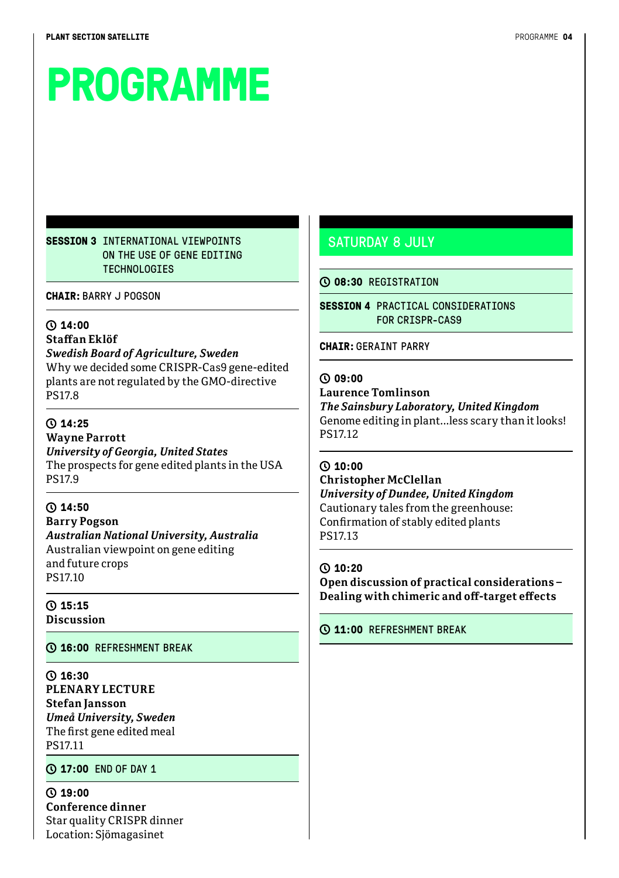# PROGRAMME

**SESSION 3** INTERNATIONAL VIEWPOINTS ON THE USE OF GENE EDITING TECHNOLOGIES

**CHAIR:** BARRY J POGSON

**14:00**
**Staffan Eklöf**
***Swedish Board of Agriculture, Sweden***
Why we decided some CRISPR-Cas9 gene-edited plants are not regulated by the GMO-directive
PS17.8

**14:25**
**Wayne Parrott**
***University of Georgia, United States***
The prospects for gene edited plants in the USA
PS17.9

**14:50**
**Barry Pogson**
***Australian National University, Australia***
Australian viewpoint on gene editing and future crops
PS17.10

**15:15**
**Discussion**

**16:00** REFRESHMENT BREAK

**16:30**
**PLENARY LECTURE**
**Stefan Jansson**
***Umeå University, Sweden***
The first gene edited meal
PS17.11

**17:00** END OF DAY 1

**19:00**
**Conference dinner**
Star quality CRISPR dinner
Location: Sjömagasinet

## SATURDAY 8 JULY

**08:30** REGISTRATION

**SESSION 4** PRACTICAL CONSIDERATIONS FOR CRISPR-CAS9

**CHAIR:** GERAINT PARRY

**09:00**
**Laurence Tomlinson**
***The Sainsbury Laboratory, United Kingdom***
Genome editing in plant…less scary than it looks!
PS17.12

**10:00**
**Christopher McClellan**
***University of Dundee, United Kingdom***
Cautionary tales from the greenhouse: Confirmation of stably edited plants
PS17.13

**10:20**
**Open discussion of practical considerations – Dealing with chimeric and off-target effects**

**11:00** REFRESHMENT BREAK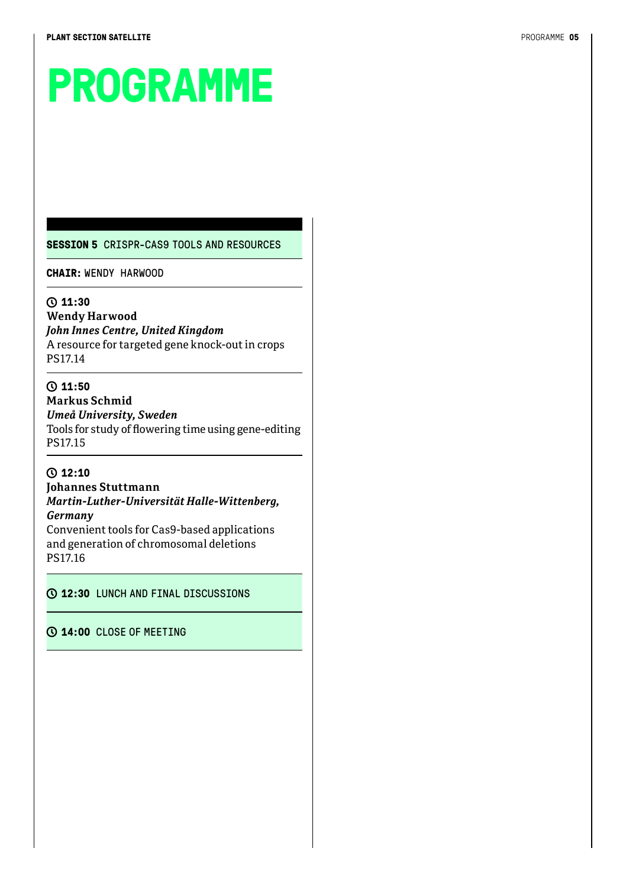# PROGRAMME

**SESSION 5** CRISPR-CAS9 TOOLS AND RESOURCES

**CHAIR:** WENDY HARWOOD

**11:30**
**Wendy Harwood**
***John Innes Centre, United Kingdom***
A resource for targeted gene knock-out in crops
PS17.14

**11:50**
**Markus Schmid**
***Umeå University, Sweden***
Tools for study of flowering time using gene-editing
PS17.15

**12:10**
**Johannes Stuttmann**
***Martin-Luther-Universität Halle-Wittenberg, Germany***
Convenient tools for Cas9-based applications and generation of chromosomal deletions
PS17.16

**12:30** LUNCH AND FINAL DISCUSSIONS

**14:00** CLOSE OF MEETING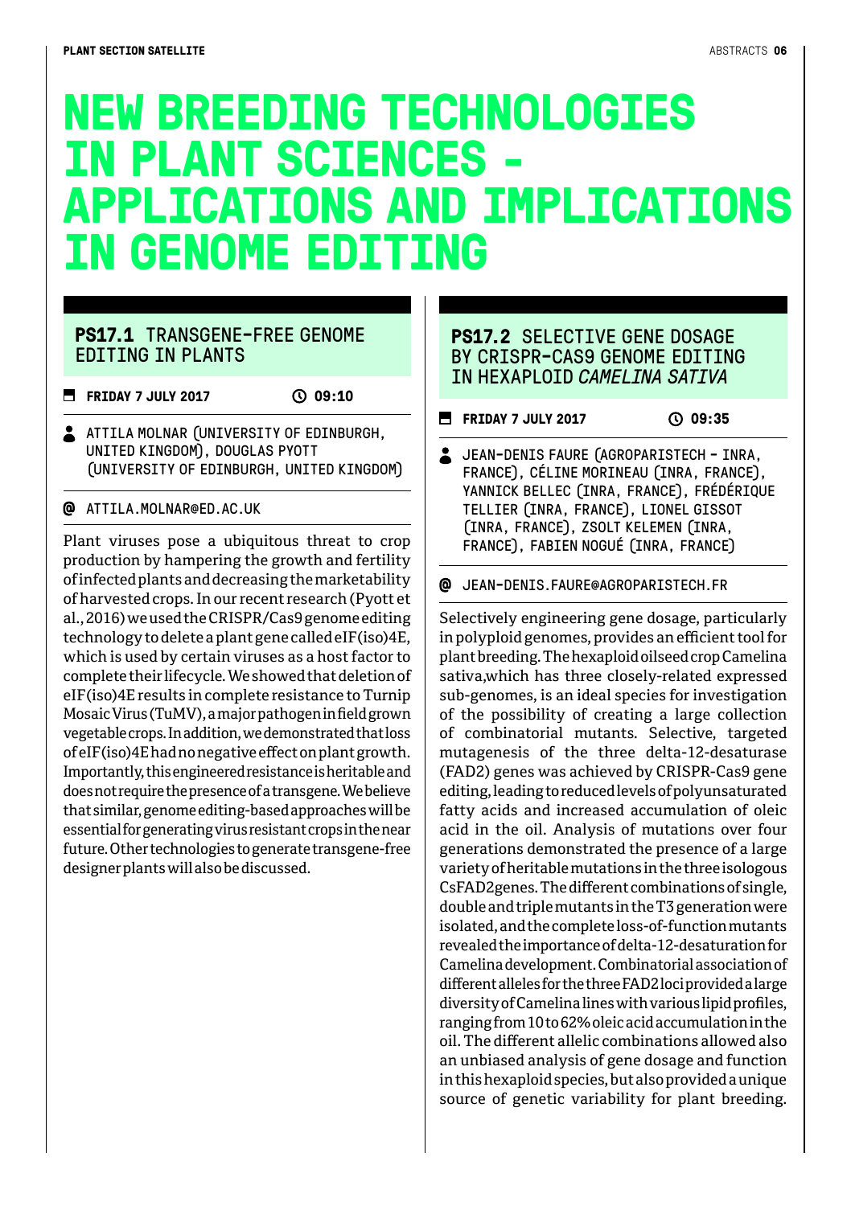# NEW BREEDING TECHNOLOGIES IN PLANT SCIENCES - APPLICATIONS AND IMPLICATIONS IN GENOME EDITING

## PS17.1 TRANSGENE-FREE GENOME EDITING IN PLANTS

FRIDAY 7 JULY 2017 — 09:10

ATTILA MOLNAR (UNIVERSITY OF EDINBURGH, UNITED KINGDOM), DOUGLAS PYOTT (UNIVERSITY OF EDINBURGH, UNITED KINGDOM)

@ ATTILA.MOLNAR@ED.AC.UK

Plant viruses pose a ubiquitous threat to crop production by hampering the growth and fertility of infected plants and decreasing the marketability of harvested crops. In our recent research (Pyott et al., 2016) we used the CRISPR/Cas9 genome editing technology to delete a plant gene called eIF(iso)4E, which is used by certain viruses as a host factor to complete their lifecycle. We showed that deletion of eIF(iso)4E results in complete resistance to Turnip Mosaic Virus (TuMV), a major pathogen in field grown vegetable crops. In addition, we demonstrated that loss of eIF(iso)4E had no negative effect on plant growth. Importantly, this engineered resistance is heritable and does not require the presence of a transgene. We believe that similar, genome editing-based approaches will be essential for generating virus resistant crops in the near future. Other technologies to generate transgene-free designer plants will also be discussed.

## PS17.2 SELECTIVE GENE DOSAGE BY CRISPR-CAS9 GENOME EDITING IN HEXAPLOID *CAMELINA SATIVA*

FRIDAY 7 JULY 2017 — 09:35

JEAN-DENIS FAURE (AGROPARISTECH - INRA, FRANCE), CÉLINE MORINEAU (INRA, FRANCE), YANNICK BELLEC (INRA, FRANCE), FRÉDÉRIQUE TELLIER (INRA, FRANCE), LIONEL GISSOT (INRA, FRANCE), ZSOLT KELEMEN (INRA, FRANCE), FABIEN NOGUÉ (INRA, FRANCE)

@ JEAN-DENIS.FAURE@AGROPARISTECH.FR

Selectively engineering gene dosage, particularly in polyploid genomes, provides an efficient tool for plant breeding. The hexaploid oilseed crop Camelina sativa,which has three closely-related expressed sub-genomes, is an ideal species for investigation of the possibility of creating a large collection of combinatorial mutants. Selective, targeted mutagenesis of the three delta-12-desaturase (FAD2) genes was achieved by CRISPR-Cas9 gene editing, leading to reduced levels of polyunsaturated fatty acids and increased accumulation of oleic acid in the oil. Analysis of mutations over four generations demonstrated the presence of a large variety of heritable mutations in the three isologous CsFAD2genes. The different combinations of single, double and triple mutants in the T3 generation were isolated, and the complete loss-of-function mutants revealed the importance of delta-12-desaturation for Camelina development. Combinatorial association of different alleles for the three FAD2 loci provided a large diversity of Camelina lines with various lipid profiles, ranging from 10 to 62% oleic acid accumulation in the oil. The different allelic combinations allowed also an unbiased analysis of gene dosage and function in this hexaploid species, but also provided a unique source of genetic variability for plant breeding.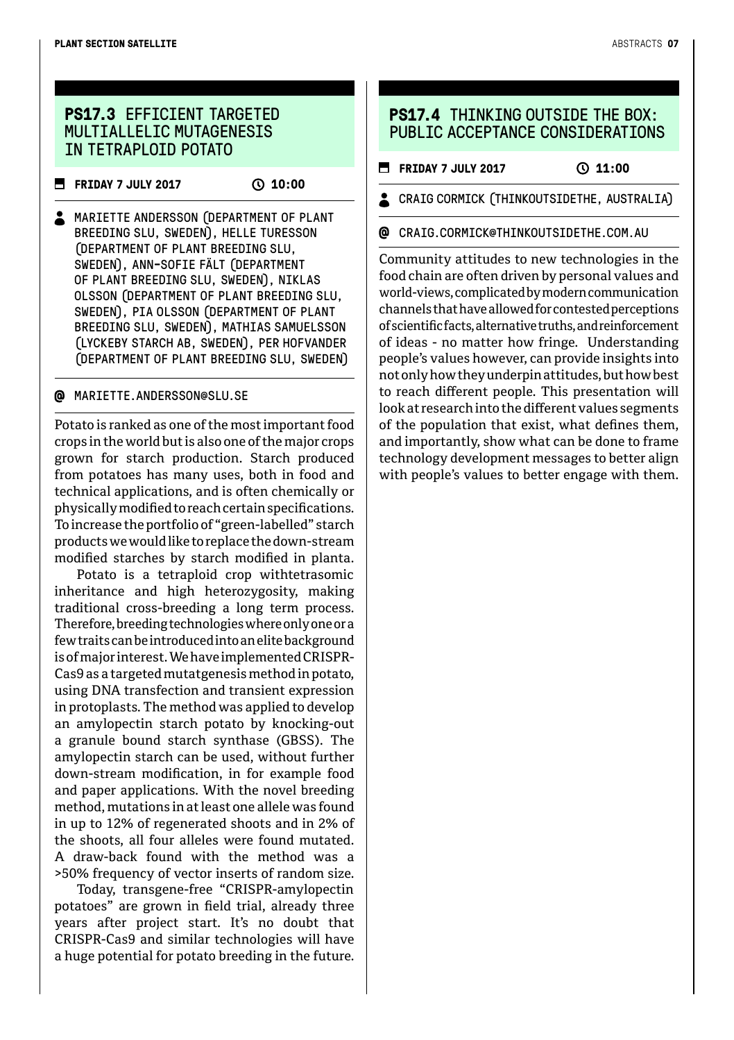## PS17.3 EFFICIENT TARGETED MULTIALLELIC MUTAGENESIS IN TETRAPLOID POTATO

**FRIDAY 7 JULY 2017** **10:00**

MARIETTE ANDERSSON (DEPARTMENT OF PLANT BREEDING SLU, SWEDEN), HELLE TURESSON (DEPARTMENT OF PLANT BREEDING SLU, SWEDEN), ANN-SOFIE FÄLT (DEPARTMENT OF PLANT BREEDING SLU, SWEDEN), NIKLAS OLSSON (DEPARTMENT OF PLANT BREEDING SLU, SWEDEN), PIA OLSSON (DEPARTMENT OF PLANT BREEDING SLU, SWEDEN), MATHIAS SAMUELSSON (LYCKEBY STARCH AB, SWEDEN), PER HOFVANDER (DEPARTMENT OF PLANT BREEDING SLU, SWEDEN)

@ MARIETTE.ANDERSSON@SLU.SE

Potato is ranked as one of the most important food crops in the world but is also one of the major crops grown for starch production. Starch produced from potatoes has many uses, both in food and technical applications, and is often chemically or physically modified to reach certain specifications. To increase the portfolio of "green-labelled" starch products we would like to replace the down-stream modified starches by starch modified in planta.

Potato is a tetraploid crop withtetrasomic inheritance and high heterozygosity, making traditional cross-breeding a long term process. Therefore, breeding technologies where only one or a few traits can be introduced into an elite background is of major interest. We have implemented CRISPR-Cas9 as a targeted mutatgenesis method in potato, using DNA transfection and transient expression in protoplasts. The method was applied to develop an amylopectin starch potato by knocking-out a granule bound starch synthase (GBSS). The amylopectin starch can be used, without further down-stream modification, in for example food and paper applications. With the novel breeding method, mutations in at least one allele was found in up to 12% of regenerated shoots and in 2% of the shoots, all four alleles were found mutated. A draw-back found with the method was a >50% frequency of vector inserts of random size.

Today, transgene-free "CRISPR-amylopectin potatoes" are grown in field trial, already three years after project start. It's no doubt that CRISPR-Cas9 and similar technologies will have a huge potential for potato breeding in the future.

## PS17.4 THINKING OUTSIDE THE BOX: PUBLIC ACCEPTANCE CONSIDERATIONS

**FRIDAY 7 JULY 2017** **11:00**

CRAIG CORMICK (THINKOUTSIDETHE, AUSTRALIA)

@ CRAIG.CORMICK@THINKOUTSIDETHE.COM.AU

Community attitudes to new technologies in the food chain are often driven by personal values and world-views, complicated by modern communication channels that have allowed for contested perceptions of scientific facts, alternative truths, and reinforcement of ideas - no matter how fringe. Understanding people's values however, can provide insights into not only how they underpin attitudes, but how best to reach different people. This presentation will look at research into the different values segments of the population that exist, what defines them, and importantly, show what can be done to frame technology development messages to better align with people's values to better engage with them.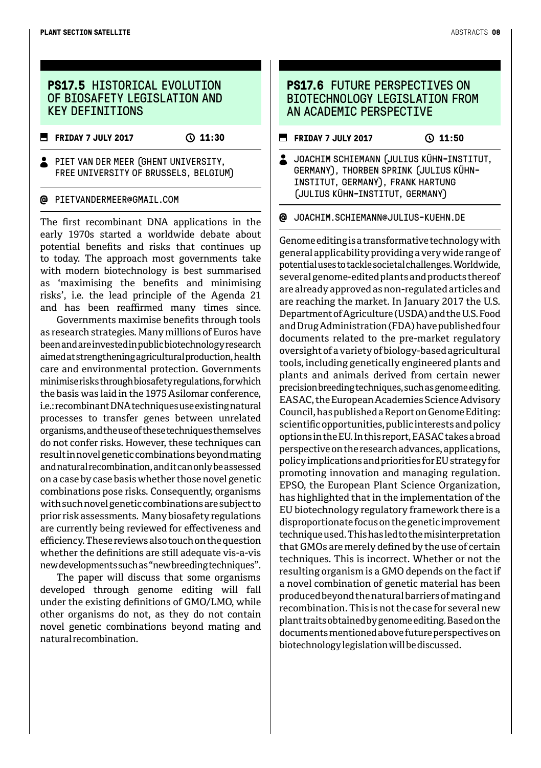## PS17.5 HISTORICAL EVOLUTION OF BIOSAFETY LEGISLATION AND KEY DEFINITIONS

**FRIDAY 7 JULY 2017** **11:30**

PIET VAN DER MEER (GHENT UNIVERSITY, FREE UNIVERSITY OF BRUSSELS, BELGIUM)

@ PIETVANDERMEER@GMAIL.COM

The first recombinant DNA applications in the early 1970s started a worldwide debate about potential benefits and risks that continues up to today. The approach most governments take with modern biotechnology is best summarised as 'maximising the benefits and minimising risks', i.e. the lead principle of the Agenda 21 and has been reaffirmed many times since.

Governments maximise benefits through tools as research strategies. Many millions of Euros have been and are invested in public biotechnology research aimed at strengthening agricultural production, health care and environmental protection. Governments minimise risks through biosafety regulations, for which the basis was laid in the 1975 Asilomar conference, i.e.: recombinant DNA techniques use existing natural processes to transfer genes between unrelated organisms, and the use of these techniques themselves do not confer risks. However, these techniques can result in novel genetic combinations beyond mating and natural recombination, and it can only be assessed on a case by case basis whether those novel genetic combinations pose risks. Consequently, organisms with such novel genetic combinations are subject to prior risk assessments. Many biosafety regulations are currently being reviewed for effectiveness and efficiency. These reviews also touch on the question whether the definitions are still adequate vis-a-vis new developments such as "new breeding techniques".

The paper will discuss that some organisms developed through genome editing will fall under the existing definitions of GMO/LMO, while other organisms do not, as they do not contain novel genetic combinations beyond mating and natural recombination.

## PS17.6 FUTURE PERSPECTIVES ON BIOTECHNOLOGY LEGISLATION FROM AN ACADEMIC PERSPECTIVE

**FRIDAY 7 JULY 2017** **11:50**

JOACHIM SCHIEMANN (JULIUS KÜHN-INSTITUT, GERMANY), THORBEN SPRINK (JULIUS KÜHN-INSTITUT, GERMANY), FRANK HARTUNG (JULIUS KÜHN-INSTITUT, GERMANY)

@ JOACHIM.SCHIEMANN@JULIUS-KUEHN.DE

Genome editing is a transformative technology with general applicability providing a very wide range of potential uses to tackle societal challenges. Worldwide, several genome-edited plants and products thereof are already approved as non-regulated articles and are reaching the market. In January 2017 the U.S. Department of Agriculture (USDA) and the U.S. Food and Drug Administration (FDA) have published four documents related to the pre-market regulatory oversight of a variety of biology-based agricultural tools, including genetically engineered plants and plants and animals derived from certain newer precision breeding techniques, such as genome editing. EASAC, the European Academies Science Advisory Council, has published a Report on Genome Editing: scientific opportunities, public interests and policy options in the EU. In this report, EASAC takes a broad perspective on the research advances, applications, policy implications and priorities for EU strategy for promoting innovation and managing regulation. EPSO, the European Plant Science Organization, has highlighted that in the implementation of the EU biotechnology regulatory framework there is a disproportionate focus on the genetic improvement technique used. This has led to the misinterpretation that GMOs are merely defined by the use of certain techniques. This is incorrect. Whether or not the resulting organism is a GMO depends on the fact if a novel combination of genetic material has been produced beyond the natural barriers of mating and recombination. This is not the case for several new plant traits obtained by genome editing. Based on the documents mentioned above future perspectives on biotechnology legislation will be discussed.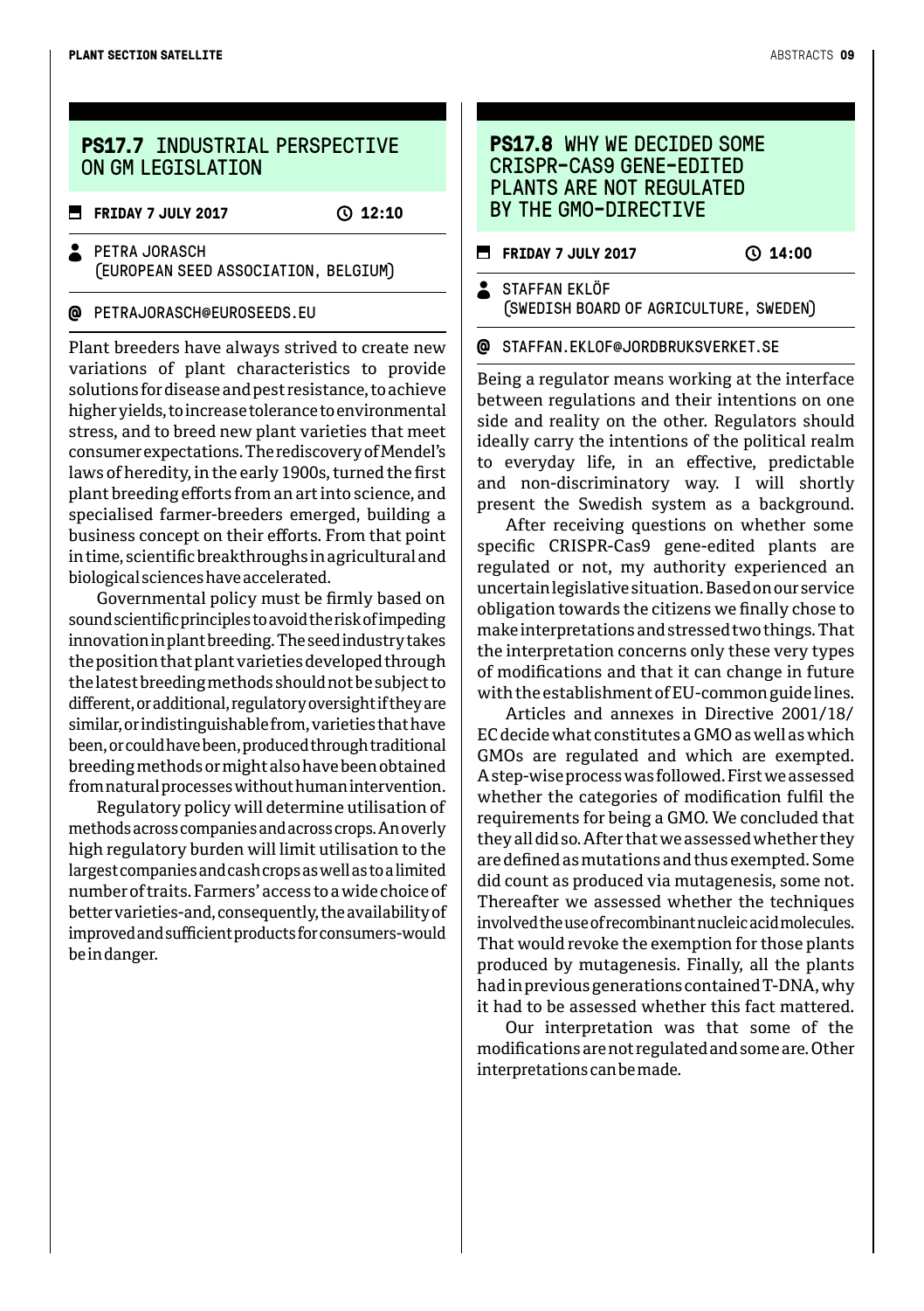## PS17.7 INDUSTRIAL PERSPECTIVE ON GM LEGISLATION

**FRIDAY 7 JULY 2017** **12:10**

PETRA JORASCH
(EUROPEAN SEED ASSOCIATION, BELGIUM)

@ PETRAJORASCH@EUROSEEDS.EU

Plant breeders have always strived to create new variations of plant characteristics to provide solutions for disease and pest resistance, to achieve higher yields, to increase tolerance to environmental stress, and to breed new plant varieties that meet consumer expectations. The rediscovery of Mendel's laws of heredity, in the early 1900s, turned the first plant breeding efforts from an art into science, and specialised farmer-breeders emerged, building a business concept on their efforts. From that point in time, scientific breakthroughs in agricultural and biological sciences have accelerated.

Governmental policy must be firmly based on sound scientific principles to avoid the risk of impeding innovation in plant breeding. The seed industry takes the position that plant varieties developed through the latest breeding methods should not be subject to different, or additional, regulatory oversight if they are similar, or indistinguishable from, varieties that have been, or could have been, produced through traditional breeding methods or might also have been obtained from natural processes without human intervention.

Regulatory policy will determine utilisation of methods across companies and across crops. An overly high regulatory burden will limit utilisation to the largest companies and cash crops as well as to a limited number of traits. Farmers' access to a wide choice of better varieties-and, consequently, the availability of improved and sufficient products for consumers-would be in danger.

## PS17.8 WHY WE DECIDED SOME CRISPR-CAS9 GENE-EDITED PLANTS ARE NOT REGULATED BY THE GMO-DIRECTIVE

**FRIDAY 7 JULY 2017** **14:00**

STAFFAN EKLÖF
(SWEDISH BOARD OF AGRICULTURE, SWEDEN)

@ STAFFAN.EKLOF@JORDBRUKSVERKET.SE

Being a regulator means working at the interface between regulations and their intentions on one side and reality on the other. Regulators should ideally carry the intentions of the political realm to everyday life, in an effective, predictable and non-discriminatory way. I will shortly present the Swedish system as a background.

After receiving questions on whether some specific CRISPR-Cas9 gene-edited plants are regulated or not, my authority experienced an uncertain legislative situation. Based on our service obligation towards the citizens we finally chose to make interpretations and stressed two things. That the interpretation concerns only these very types of modifications and that it can change in future with the establishment of EU-common guide lines.

Articles and annexes in Directive 2001/18/EC decide what constitutes a GMO as well as which GMOs are regulated and which are exempted. A step-wise process was followed. First we assessed whether the categories of modification fulfil the requirements for being a GMO. We concluded that they all did so. After that we assessed whether they are defined as mutations and thus exempted. Some did count as produced via mutagenesis, some not. Thereafter we assessed whether the techniques involved the use of recombinant nucleic acid molecules. That would revoke the exemption for those plants produced by mutagenesis. Finally, all the plants had in previous generations contained T-DNA, why it had to be assessed whether this fact mattered.

Our interpretation was that some of the modifications are not regulated and some are. Other interpretations can be made.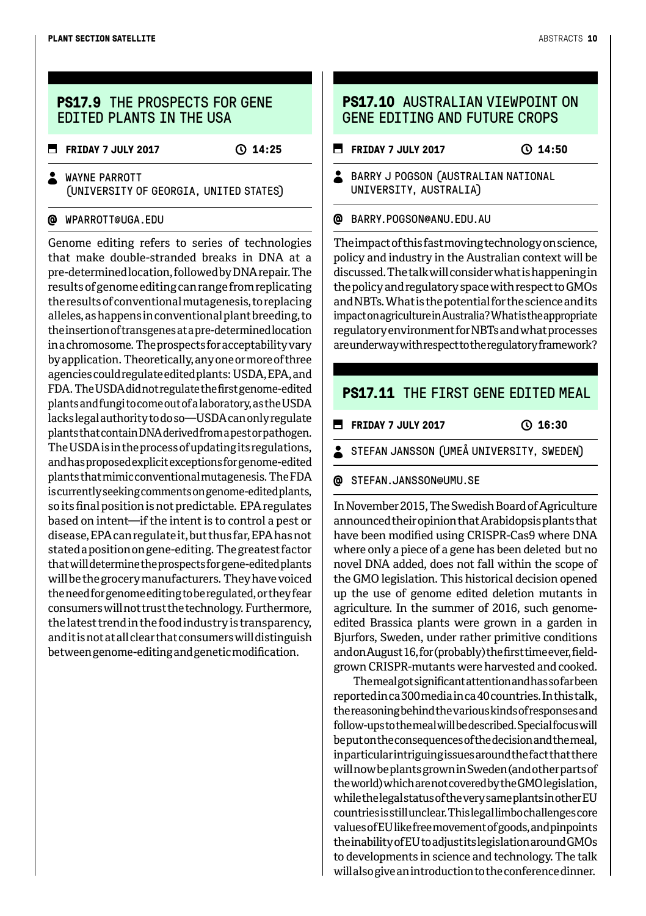## PS17.9 THE PROSPECTS FOR GENE EDITED PLANTS IN THE USA

**FRIDAY 7 JULY 2017** **14:25**

WAYNE PARROTT (UNIVERSITY OF GEORGIA, UNITED STATES)

@ WPARROTT@UGA.EDU

Genome editing refers to series of technologies that make double-stranded breaks in DNA at a pre-determined location, followed by DNA repair. The results of genome editing can range from replicating the results of conventional mutagenesis, to replacing alleles, as happens in conventional plant breeding, to the insertion of transgenes at a pre-determined location in a chromosome. The prospects for acceptability vary by application. Theoretically, any one or more of three agencies could regulate edited plants: USDA, EPA, and FDA. The USDA did not regulate the first genome-edited plants and fungi to come out of a laboratory, as the USDA lacks legal authority to do so—USDA can only regulate plants that contain DNA derived from a pest or pathogen. The USDA is in the process of updating its regulations, and has proposed explicit exceptions for genome-edited plants that mimic conventional mutagenesis. The FDA is currently seeking comments on genome-edited plants, so its final position is not predictable. EPA regulates based on intent—if the intent is to control a pest or disease, EPA can regulate it, but thus far, EPA has not stated a position on gene-editing. The greatest factor that will determine the prospects for gene-edited plants will be the grocery manufacturers. They have voiced the need for genome editing to be regulated, or they fear consumers will not trust the technology. Furthermore, the latest trend in the food industry is transparency, and it is not at all clear that consumers will distinguish between genome-editing and genetic modification.

## PS17.10 AUSTRALIAN VIEWPOINT ON GENE EDITING AND FUTURE CROPS

**FRIDAY 7 JULY 2017** **14:50**

BARRY J POGSON (AUSTRALIAN NATIONAL UNIVERSITY, AUSTRALIA)

@ BARRY.POGSON@ANU.EDU.AU

The impact of this fast moving technology on science, policy and industry in the Australian context will be discussed. The talk will consider what is happening in the policy and regulatory space with respect to GMOs and NBTs. What is the potential for the science and its impact on agriculture in Australia? What is the appropriate regulatory environment for NBTs and what processes are underway with respect to the regulatory framework?

## PS17.11 THE FIRST GENE EDITED MEAL

**FRIDAY 7 JULY 2017** **16:30**

STEFAN JANSSON (UMEÅ UNIVERSITY, SWEDEN)

@ STEFAN.JANSSON@UMU.SE

In November 2015, The Swedish Board of Agriculture announced their opinion that Arabidopsis plants that have been modified using CRISPR-Cas9 where DNA where only a piece of a gene has been deleted but no novel DNA added, does not fall within the scope of the GMO legislation. This historical decision opened up the use of genome edited deletion mutants in agriculture. In the summer of 2016, such genome-edited Brassica plants were grown in a garden in Bjurfors, Sweden, under rather primitive conditions and on August 16, for (probably) the first time ever, field-grown CRISPR-mutants were harvested and cooked.

The meal got significant attention and has so far been reported in ca 300 media in ca 40 countries. In this talk, the reasoning behind the various kinds of responses and follow-ups to the meal will be described. Special focus will be put on the consequences of the decision and the meal, in particular intriguing issues around the fact that there will now be plants grown in Sweden (and other parts of the world) which are not covered by the GMO legislation, while the legal status of the very same plants in other EU countries is still unclear. This legal limbo challenges core values of EU like free movement of goods, and pinpoints the inability of EU to adjust its legislation around GMOs to developments in science and technology. The talk will also give an introduction to the conference dinner.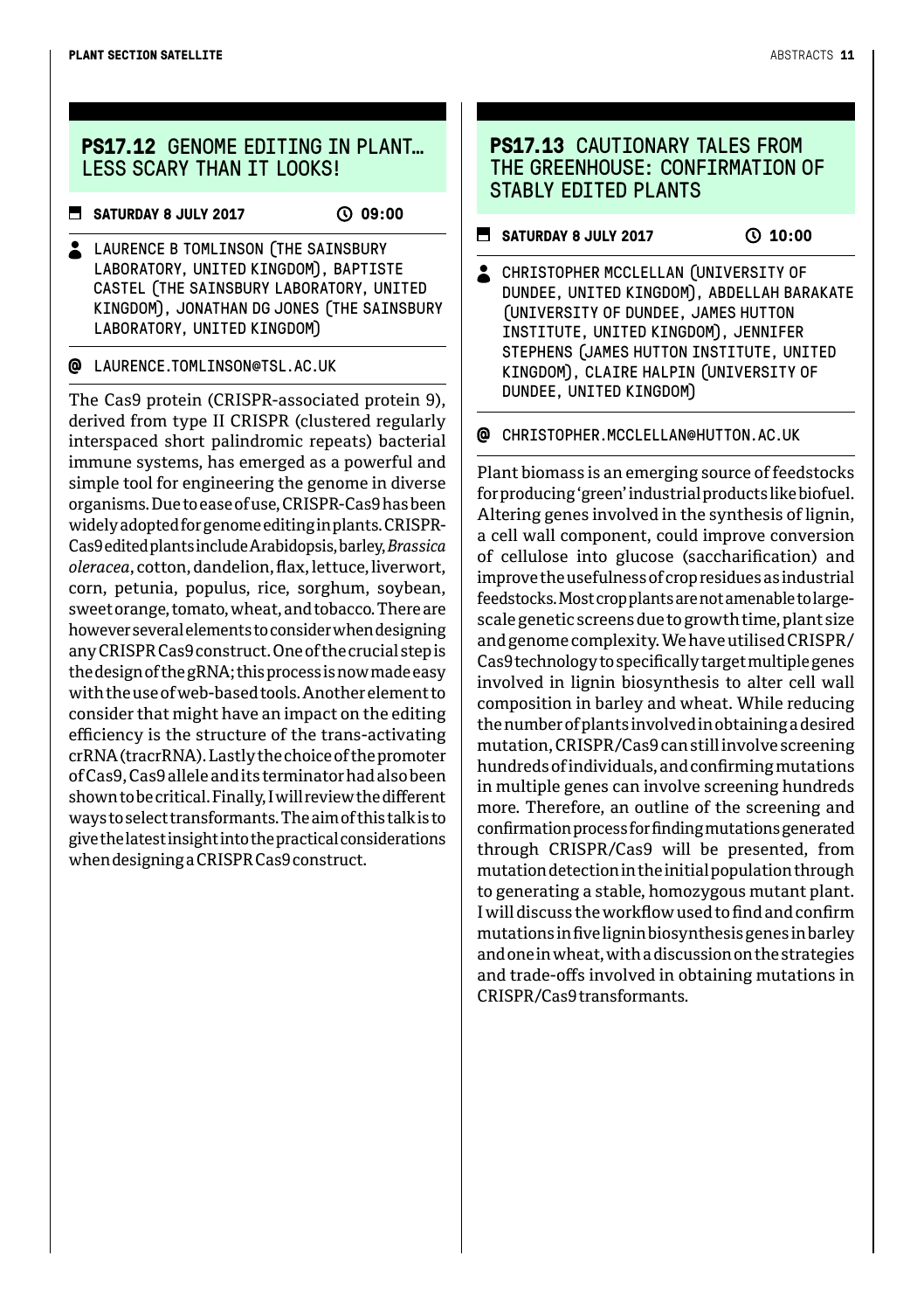## PS17.12 GENOME EDITING IN PLANT… LESS SCARY THAN IT LOOKS!

**SATURDAY 8 JULY 2017** **09:00**

LAURENCE B TOMLINSON (THE SAINSBURY LABORATORY, UNITED KINGDOM), BAPTISTE CASTEL (THE SAINSBURY LABORATORY, UNITED KINGDOM), JONATHAN DG JONES (THE SAINSBURY LABORATORY, UNITED KINGDOM)

@ LAURENCE.TOMLINSON@TSL.AC.UK

The Cas9 protein (CRISPR-associated protein 9), derived from type II CRISPR (clustered regularly interspaced short palindromic repeats) bacterial immune systems, has emerged as a powerful and simple tool for engineering the genome in diverse organisms. Due to ease of use, CRISPR-Cas9 has been widely adopted for genome editing in plants. CRISPR-Cas9 edited plants include Arabidopsis, barley, *Brassica oleracea*, cotton, dandelion, flax, lettuce, liverwort, corn, petunia, populus, rice, sorghum, soybean, sweet orange, tomato, wheat, and tobacco. There are however several elements to consider when designing any CRISPR Cas9 construct. One of the crucial step is the design of the gRNA; this process is now made easy with the use of web-based tools. Another element to consider that might have an impact on the editing efficiency is the structure of the trans-activating crRNA (tracrRNA). Lastly the choice of the promoter of Cas9, Cas9 allele and its terminator had also been shown to be critical. Finally, I will review the different ways to select transformants. The aim of this talk is to give the latest insight into the practical considerations when designing a CRISPR Cas9 construct.

## PS17.13 CAUTIONARY TALES FROM THE GREENHOUSE: CONFIRMATION OF STABLY EDITED PLANTS

**SATURDAY 8 JULY 2017** **10:00**

CHRISTOPHER MCCLELLAN (UNIVERSITY OF DUNDEE, UNITED KINGDOM), ABDELLAH BARAKATE (UNIVERSITY OF DUNDEE, JAMES HUTTON INSTITUTE, UNITED KINGDOM), JENNIFER STEPHENS (JAMES HUTTON INSTITUTE, UNITED KINGDOM), CLAIRE HALPIN (UNIVERSITY OF DUNDEE, UNITED KINGDOM)

@ CHRISTOPHER.MCCLELLAN@HUTTON.AC.UK

Plant biomass is an emerging source of feedstocks for producing 'green' industrial products like biofuel. Altering genes involved in the synthesis of lignin, a cell wall component, could improve conversion of cellulose into glucose (saccharification) and improve the usefulness of crop residues as industrial feedstocks. Most crop plants are not amenable to large-scale genetic screens due to growth time, plant size and genome complexity. We have utilised CRISPR/Cas9 technology to specifically target multiple genes involved in lignin biosynthesis to alter cell wall composition in barley and wheat. While reducing the number of plants involved in obtaining a desired mutation, CRISPR/Cas9 can still involve screening hundreds of individuals, and confirming mutations in multiple genes can involve screening hundreds more. Therefore, an outline of the screening and confirmation process for finding mutations generated through CRISPR/Cas9 will be presented, from mutation detection in the initial population through to generating a stable, homozygous mutant plant. I will discuss the workflow used to find and confirm mutations in five lignin biosynthesis genes in barley and one in wheat, with a discussion on the strategies and trade-offs involved in obtaining mutations in CRISPR/Cas9 transformants.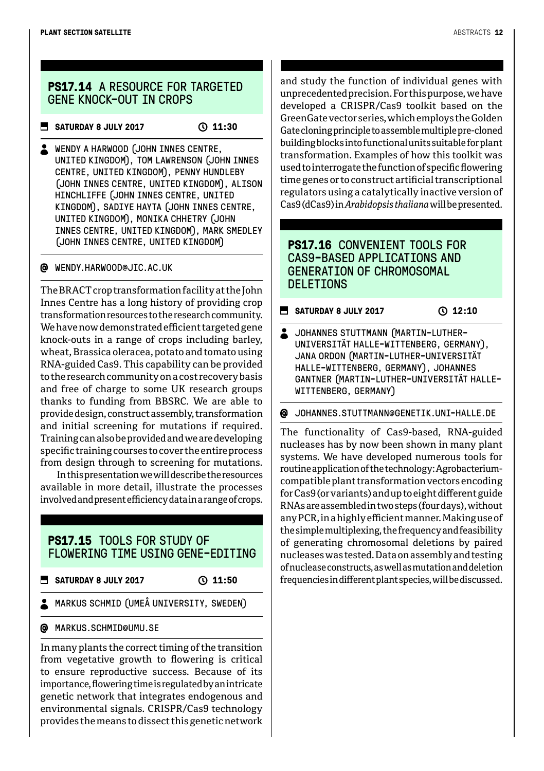## PS17.14 A RESOURCE FOR TARGETED GENE KNOCK-OUT IN CROPS

SATURDAY 8 JULY 2017 — 11:30

WENDY A HARWOOD (JOHN INNES CENTRE, UNITED KINGDOM), TOM LAWRENSON (JOHN INNES CENTRE, UNITED KINGDOM), PENNY HUNDLEBY (JOHN INNES CENTRE, UNITED KINGDOM), ALISON HINCHLIFFE (JOHN INNES CENTRE, UNITED KINGDOM), SADIYE HAYTA (JOHN INNES CENTRE, UNITED KINGDOM), MONIKA CHHETRY (JOHN INNES CENTRE, UNITED KINGDOM), MARK SMEDLEY (JOHN INNES CENTRE, UNITED KINGDOM)

@ WENDY.HARWOOD@JIC.AC.UK

The BRACT crop transformation facility at the John Innes Centre has a long history of providing crop transformation resources to the research community. We have now demonstrated efficient targeted gene knock-outs in a range of crops including barley, wheat, Brassica oleracea, potato and tomato using RNA-guided Cas9. This capability can be provided to the research community on a cost recovery basis and free of charge to some UK research groups thanks to funding from BBSRC. We are able to provide design, construct assembly, transformation and initial screening for mutations if required. Training can also be provided and we are developing specific training courses to cover the entire process from design through to screening for mutations.

In this presentation we will describe the resources available in more detail, illustrate the processes involved and present efficiency data in a range of crops.

## PS17.15 TOOLS FOR STUDY OF FLOWERING TIME USING GENE-EDITING

SATURDAY 8 JULY 2017 — 11:50

MARKUS SCHMID (UMEÅ UNIVERSITY, SWEDEN)

@ MARKUS.SCHMID@UMU.SE

In many plants the correct timing of the transition from vegetative growth to flowering is critical to ensure reproductive success. Because of its importance, flowering time is regulated by an intricate genetic network that integrates endogenous and environmental signals. CRISPR/Cas9 technology provides the means to dissect this genetic network and study the function of individual genes with unprecedented precision. For this purpose, we have developed a CRISPR/Cas9 toolkit based on the GreenGate vector series, which employs the Golden Gate cloning principle to assemble multiple pre-cloned building blocks into functional units suitable for plant transformation. Examples of how this toolkit was used to interrogate the function of specific flowering time genes or to construct artificial transcriptional regulators using a catalytically inactive version of Cas9 (dCas9) in *Arabidopsis thaliana* will be presented.

## PS17.16 CONVENIENT TOOLS FOR CAS9-BASED APPLICATIONS AND GENERATION OF CHROMOSOMAL DELETIONS

SATURDAY 8 JULY 2017 — 12:10

JOHANNES STUTTMANN (MARTIN-LUTHER-UNIVERSITÄT HALLE-WITTENBERG, GERMANY), JANA ORDON (MARTIN-LUTHER-UNIVERSITÄT HALLE-WITTENBERG, GERMANY), JOHANNES GANTNER (MARTIN-LUTHER-UNIVERSITÄT HALLE-WITTENBERG, GERMANY)

@ JOHANNES.STUTTMANN@GENETIK.UNI-HALLE.DE

The functionality of Cas9-based, RNA-guided nucleases has by now been shown in many plant systems. We have developed numerous tools for routine application of the technology: Agrobacterium-compatible plant transformation vectors encoding for Cas9 (or variants) and up to eight different guide RNAs are assembled in two steps (four days), without any PCR, in a highly efficient manner. Making use of the simple multiplexing, the frequency and feasibility of generating chromosomal deletions by paired nucleases was tested. Data on assembly and testing of nuclease constructs, as well as mutation and deletion frequencies in different plant species, will be discussed.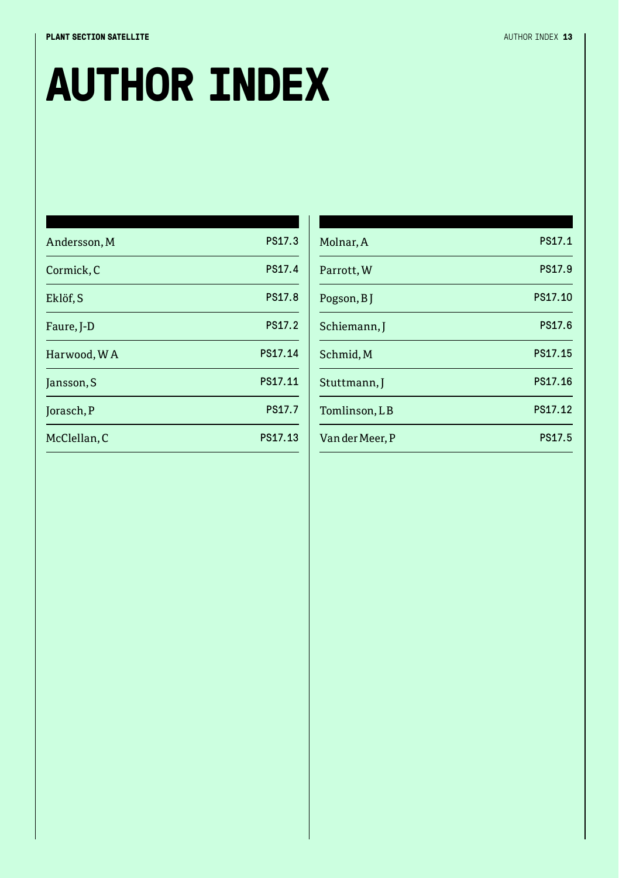# AUTHOR INDEX

| | |
|---|---|
| Andersson, M | PS17.3 |
| Cormick, C | PS17.4 |
| Eklöf, S | PS17.8 |
| Faure, J-D | PS17.2 |
| Harwood, W A | PS17.14 |
| Jansson, S | PS17.11 |
| Jorasch, P | PS17.7 |
| McClellan, C | PS17.13 |
| Molnar, A | PS17.1 |
| Parrott, W | PS17.9 |
| Pogson, B J | PS17.10 |
| Schiemann, J | PS17.6 |
| Schmid, M | PS17.15 |
| Stuttmann, J | PS17.16 |
| Tomlinson, L B | PS17.12 |
| Van der Meer, P | PS17.5 |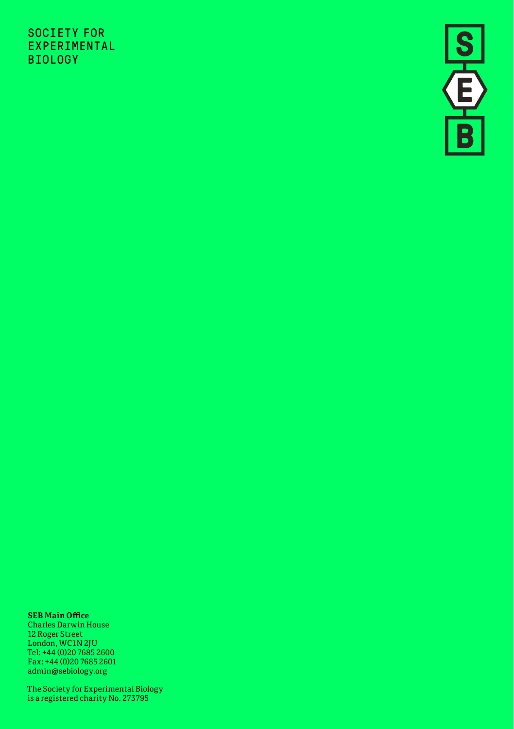SOCIETY FOR
EXPERIMENTAL
BIOLOGY

**SEB Main Office**
Charles Darwin House
12 Roger Street
London, WC1N 2JU
Tel: +44 (0)20 7685 2600
Fax: +44 (0)20 7685 2601
admin@sebiology.org

The Society for Experimental Biology
is a registered charity No. 273795